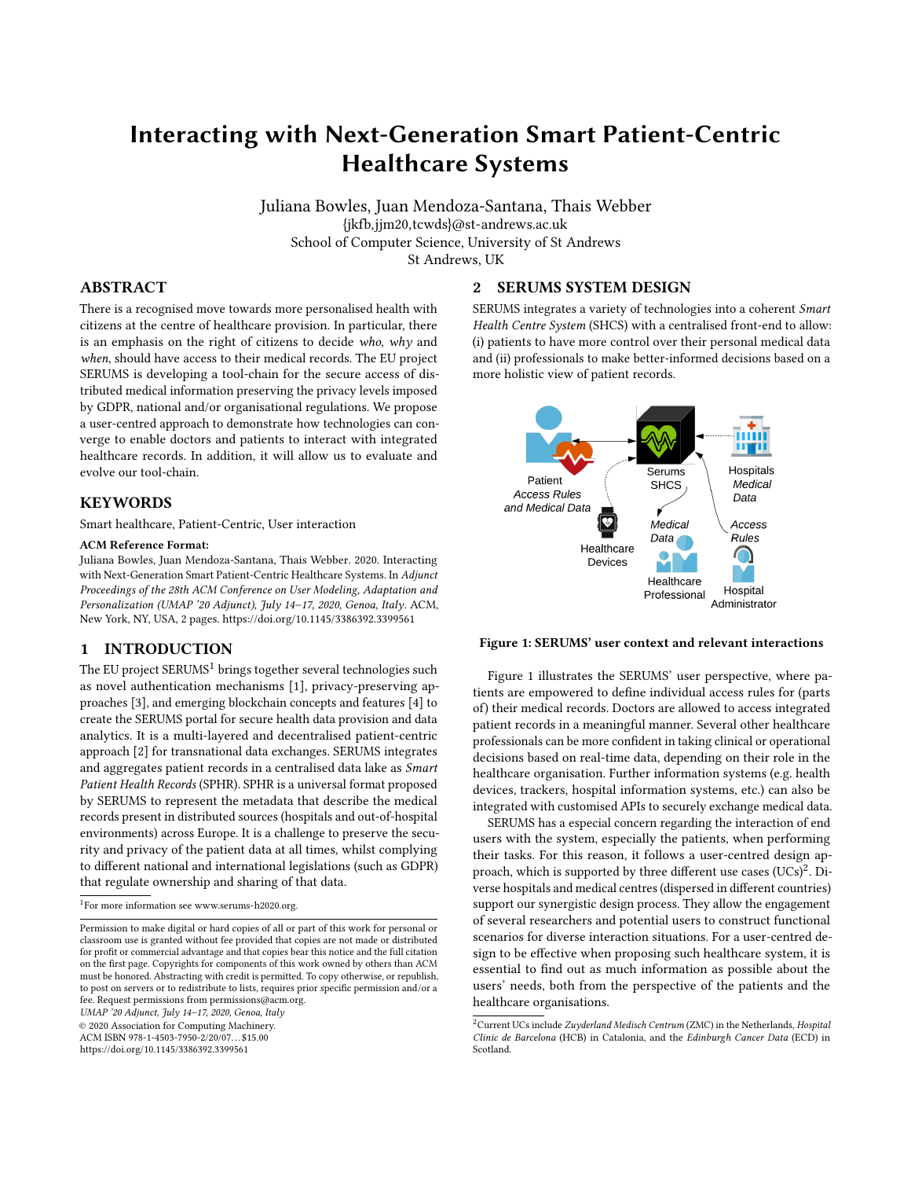# Interacting with Next-Generation Smart Patient-Centric Healthcare Systems

Juliana Bowles, Juan Mendoza-Santana, Thais Webber
{jkfb,jjm20,tcwds}@st-andrews.ac.uk
School of Computer Science, University of St Andrews
St Andrews, UK

## ABSTRACT

There is a recognised move towards more personalised health with citizens at the centre of healthcare provision. In particular, there is an emphasis on the right of citizens to decide *who*, *why* and *when*, should have access to their medical records. The EU project SERUMS is developing a tool-chain for the secure access of distributed medical information preserving the privacy levels imposed by GDPR, national and/or organisational regulations. We propose a user-centred approach to demonstrate how technologies can converge to enable doctors and patients to interact with integrated healthcare records. In addition, it will allow us to evaluate and evolve our tool-chain.

## KEYWORDS

Smart healthcare, Patient-Centric, User interaction

**ACM Reference Format:**
Juliana Bowles, Juan Mendoza-Santana, Thais Webber. 2020. Interacting with Next-Generation Smart Patient-Centric Healthcare Systems. In *Adjunct Proceedings of the 28th ACM Conference on User Modeling, Adaptation and Personalization (UMAP '20 Adjunct), July 14–17, 2020, Genoa, Italy.* ACM, New York, NY, USA, 2 pages. https://doi.org/10.1145/3386392.3399561

## 1 INTRODUCTION

The EU project SERUMS[1] brings together several technologies such as novel authentication mechanisms [1], privacy-preserving approaches [3], and emerging blockchain concepts and features [4] to create the SERUMS portal for secure health data provision and data analytics. It is a multi-layered and decentralised patient-centric approach [2] for transnational data exchanges. SERUMS integrates and aggregates patient records in a centralised data lake as *Smart Patient Health Records* (SPHR). SPHR is a universal format proposed by SERUMS to represent the metadata that describe the medical records present in distributed sources (hospitals and out-of-hospital environments) across Europe. It is a challenge to preserve the security and privacy of the patient data at all times, whilst complying to different national and international legislations (such as GDPR) that regulate ownership and sharing of that data.

[1]For more information see www.serums-h2020.org.

Permission to make digital or hard copies of all or part of this work for personal or classroom use is granted without fee provided that copies are not made or distributed for profit or commercial advantage and that copies bear this notice and the full citation on the first page. Copyrights for components of this work owned by others than ACM must be honored. Abstracting with credit is permitted. To copy otherwise, or republish, to post on servers or to redistribute to lists, requires prior specific permission and/or a fee. Request permissions from permissions@acm.org.
*UMAP '20 Adjunct, July 14–17, 2020, Genoa, Italy*
© 2020 Association for Computing Machinery.
ACM ISBN 978-1-4503-7950-2/20/07...$15.00
https://doi.org/10.1145/3386392.3399561

## 2 SERUMS SYSTEM DESIGN

SERUMS integrates a variety of technologies into a coherent *Smart Health Centre System* (SHCS) with a centralised front-end to allow: (i) patients to have more control over their personal medical data and (ii) professionals to make better-informed decisions based on a more holistic view of patient records.

Patient
*Access Rules*
*and Medical Data*
Serums
SHCS
Hospitals
*Medical*
*Data*
*Medical*
*Data*
*Access*
*Rules*
Healthcare
Devices
Healthcare
Professional
Hospital
Administrator

**Figure 1: SERUMS' user context and relevant interactions**

Figure 1 illustrates the SERUMS' user perspective, where patients are empowered to define individual access rules for (parts of) their medical records. Doctors are allowed to access integrated patient records in a meaningful manner. Several other healthcare professionals can be more confident in taking clinical or operational decisions based on real-time data, depending on their role in the healthcare organisation. Further information systems (e.g. health devices, trackers, hospital information systems, etc.) can also be integrated with customised APIs to securely exchange medical data.

SERUMS has a especial concern regarding the interaction of end users with the system, especially the patients, when performing their tasks. For this reason, it follows a user-centred design approach, which is supported by three different use cases (UCs)[2]. Diverse hospitals and medical centres (dispersed in different countries) support our synergistic design process. They allow the engagement of several researchers and potential users to construct functional scenarios for diverse interaction situations. For a user-centred design to be effective when proposing such healthcare system, it is essential to find out as much information as possible about the users' needs, both from the perspective of the patients and the healthcare organisations.

[2]Current UCs include *Zuyderland Medisch Centrum* (ZMC) in the Netherlands, *Hospital Clinic de Barcelona* (HCB) in Catalonia, and the *Edinburgh Cancer Data* (ECD) in Scotland.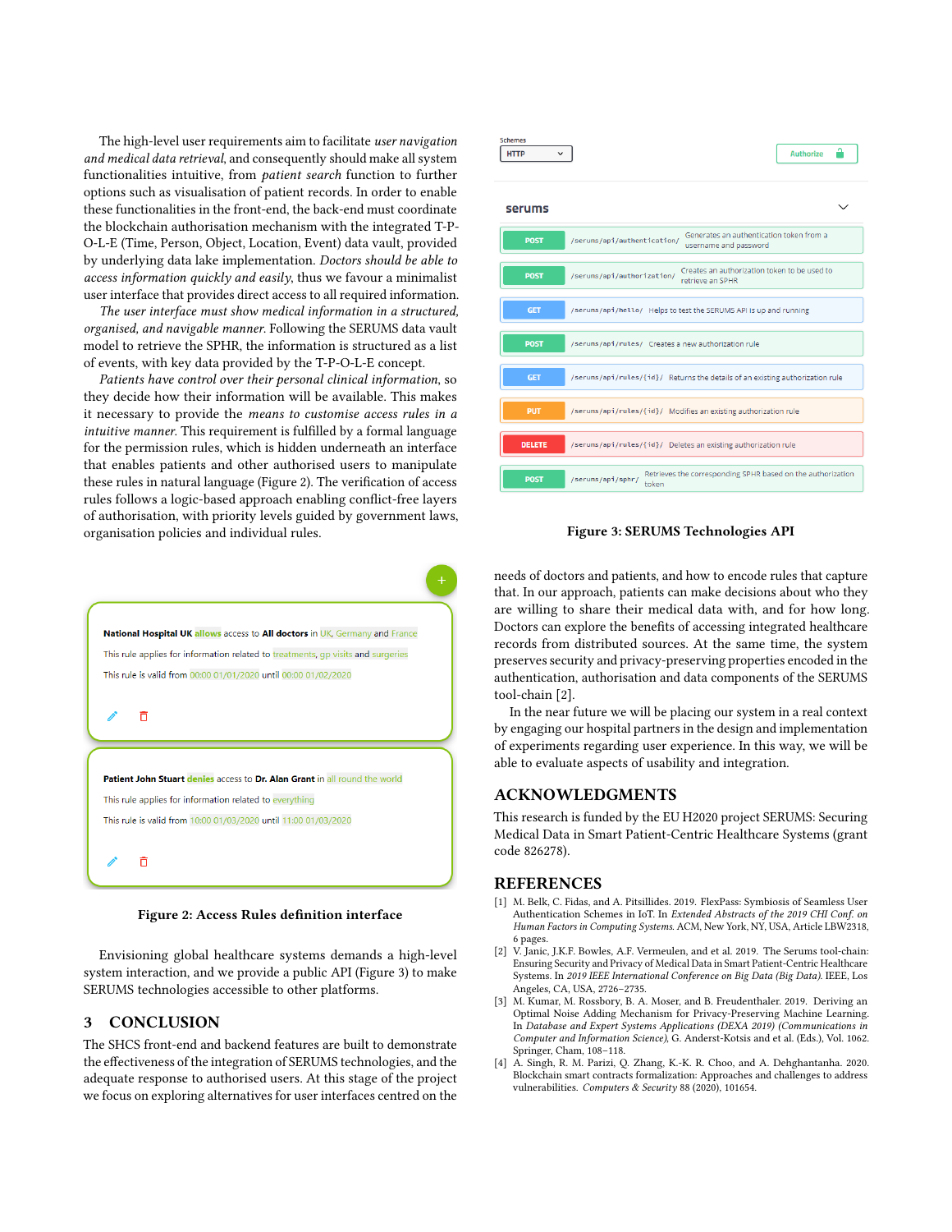The high-level user requirements aim to facilitate *user navigation and medical data retrieval*, and consequently should make all system functionalities intuitive, from *patient search* function to further options such as visualisation of patient records. In order to enable these functionalities in the front-end, the back-end must coordinate the blockchain authorisation mechanism with the integrated T-P-O-L-E (Time, Person, Object, Location, Event) data vault, provided by underlying data lake implementation. *Doctors should be able to access information quickly and easily*, thus we favour a minimalist user interface that provides direct access to all required information.

*The user interface must show medical information in a structured, organised, and navigable manner.* Following the SERUMS data vault model to retrieve the SPHR, the information is structured as a list of events, with key data provided by the T-P-O-L-E concept.

*Patients have control over their personal clinical information*, so they decide how their information will be available. This makes it necessary to provide the *means to customise access rules in a intuitive manner.* This requirement is fulfilled by a formal language for the permission rules, which is hidden underneath an interface that enables patients and other authorised users to manipulate these rules in natural language (Figure 2). The verification of access rules follows a logic-based approach enabling conflict-free layers of authorisation, with priority levels guided by government laws, organisation policies and individual rules.

+

**National Hospital UK** allows access to **All doctors** in UK, Germany and France

This rule applies for information related to treatments, gp visits and surgeries

This rule is valid from 00:00 01/01/2020 until 00:00 01/02/2020

**Patient John Stuart** denies access to **Dr. Alan Grant** in all round the world

This rule applies for information related to everything

This rule is valid from 10:00 01/03/2020 until 11:00 01/03/2020

**Figure 2: Access Rules definition interface**

Envisioning global healthcare systems demands a high-level system interaction, and we provide a public API (Figure 3) to make SERUMS technologies accessible to other platforms.

Schemes
HTTP
Authorize

serums

POST /serums/api/authentication/ Generates an authentication token from a username and password

POST /serums/api/authorization/ Creates an authorization token to be used to retrieve an SPHR

GET /serums/api/hello/ Helps to test the SERUMS API is up and running

POST /serums/api/rules/ Creates a new authorization rule

GET /serums/api/rules/{id}/ Returns the details of an existing authorization rule

PUT /serums/api/rules/{id}/ Modifies an existing authorization rule

DELETE /serums/api/rules/{id}/ Deletes an existing authorization rule

POST /serums/api/sphr/ Retrieves the corresponding SPHR based on the authorization token

**Figure 3: SERUMS Technologies API**

## 3 CONCLUSION

The SHCS front-end and backend features are built to demonstrate the effectiveness of SERUMS technologies, and the adequate response to authorised users. At this stage of the project we focus on exploring alternatives for user interfaces centred on the needs of doctors and patients, and how to encode rules that capture that. In our approach, patients can make decisions about who they are willing to share their medical data with, and for how long. Doctors can explore the benefits of accessing integrated healthcare records from distributed sources. At the same time, the system preserves security and privacy-preserving properties encoded in the authentication, authorisation and data components of the SERUMS tool-chain [2].

In the near future we will be placing our system in a real context by engaging our hospital partners in the design and implementation of experiments regarding user experience. In this way, we will be able to evaluate aspects of usability and integration.

## ACKNOWLEDGMENTS

This research is funded by the EU H2020 project SERUMS: Securing Medical Data in Smart Patient-Centric Healthcare Systems (grant code 826278).

## REFERENCES

[1] M. Belk, C. Fidas, and A. Pitsillides. 2019. FlexPass: Symbiosis of Seamless User Authentication Schemes in IoT. In *Extended Abstracts of the 2019 CHI Conf. on Human Factors in Computing Systems*. ACM, New York, NY, USA, Article LBW2318, 6 pages.

[2] V. Janic, J.K.F. Bowles, A.F. Vermeulen, and et al. 2019. The Serums tool-chain: Ensuring Security and Privacy of Medical Data in Smart Patient-Centric Healthcare Systems. In *2019 IEEE International Conference on Big Data (Big Data)*. IEEE, Los Angeles, CA, USA, 2726–2735.

[3] M. Kumar, M. Rossbory, B. A. Moser, and B. Freudenthaler. 2019. Deriving an Optimal Noise Adding Mechanism for Privacy-Preserving Machine Learning. In *Database and Expert Systems Applications (DEXA 2019) (Communications in Computer and Information Science)*, G. Anderst-Kotsis and et al. (Eds.), Vol. 1062. Springer, Cham, 108–118.

[4] A. Singh, R. M. Parizi, Q. Zhang, K.-K. R. Choo, and A. Dehghantanha. 2020. Blockchain smart contracts formalization: Approaches and challenges to address vulnerabilities. *Computers & Security* 88 (2020), 101654.